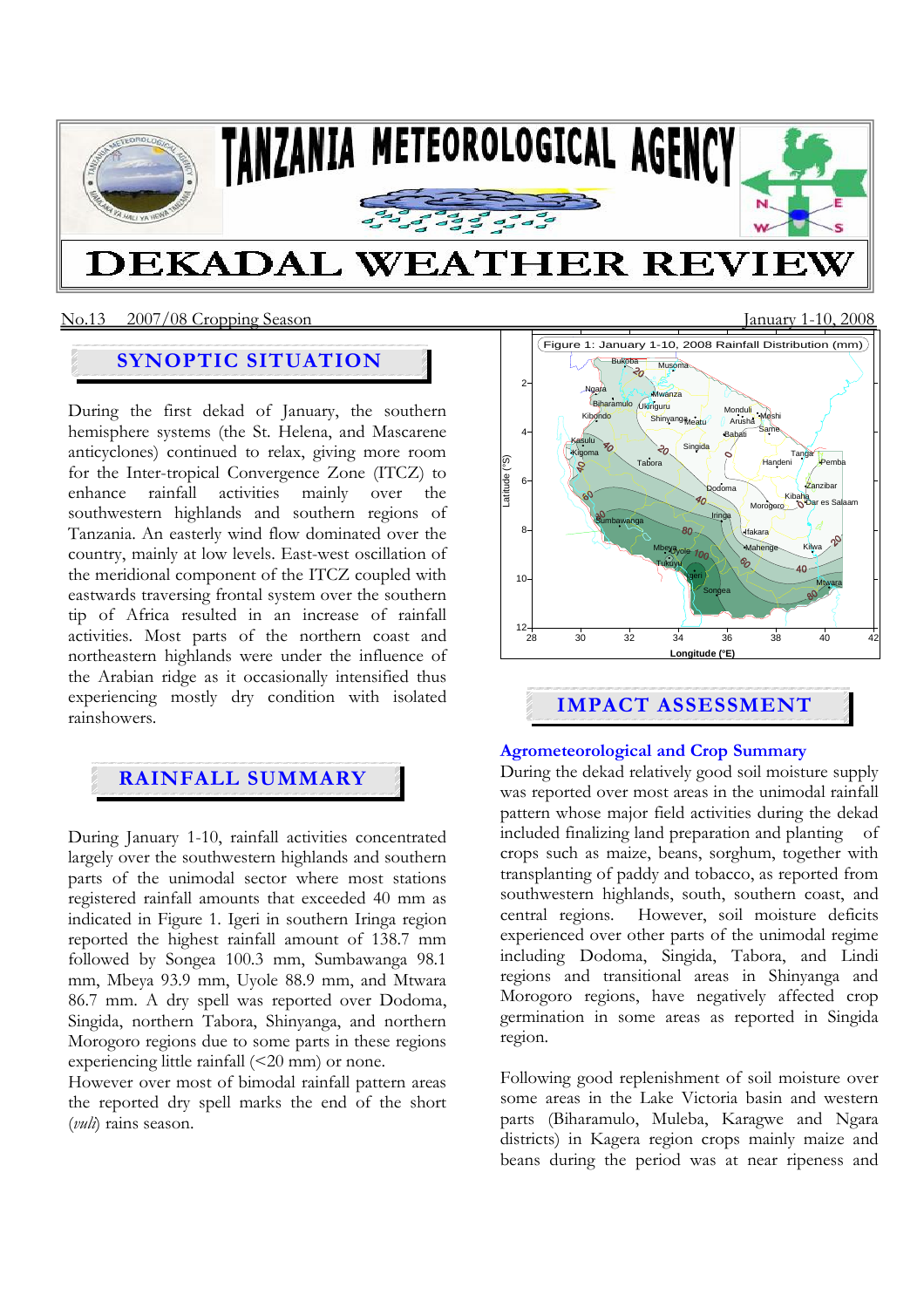# TANZANIA METEOROLOGICAL AGENCY

# DEKADAL WEATHER REVIEW

No.13 2007/08 Cropping Season January 1-10, 2008

## SYNOPTIC SITUATION

During the first dekad of January, the southern hemisphere systems (the St. Helena, and Mascarene anticyclones) continued to relax, giving more room for the Inter-tropical Convergence Zone (ITCZ) to enhance rainfall activities mainly over the southwestern highlands and southern regions of Tanzania. An easterly wind flow dominated over the country, mainly at low levels. East-west oscillation of the meridional component of the ITCZ coupled with eastwards traversing frontal system over the southern tip of Africa resulted in an increase of rainfall activities. Most parts of the northern coast and northeastern highlands were under the influence of the Arabian ridge as it occasionally intensified thus experiencing mostly dry condition with isolated rainshowers.

## RAINFALL SUMMARY

During January 1-10, rainfall activities concentrated largely over the southwestern highlands and southern parts of the unimodal sector where most stations registered rainfall amounts that exceeded 40 mm as indicated in Figure 1. Igeri in southern Iringa region reported the highest rainfall amount of 138.7 mm followed by Songea 100.3 mm, Sumbawanga 98.1 mm, Mbeya 93.9 mm, Uyole 88.9 mm, and Mtwara 86.7 mm. A dry spell was reported over Dodoma, Singida, northern Tabora, Shinyanga, and northern Morogoro regions due to some parts in these regions experiencing little rainfall (<20 mm) or none.
However over most of bimodal rainfall pattern areas the reported dry spell marks the end of the short (*vuli*) rains season.

Figure 1: January 1-10, 2008 Rainfall Distribution (mm)

## IMPACT ASSESSMENT

### Agrometeorological and Crop Summary

During the dekad relatively good soil moisture supply was reported over most areas in the unimodal rainfall pattern whose major field activities during the dekad included finalizing land preparation and planting of crops such as maize, beans, sorghum, together with transplanting of paddy and tobacco, as reported from southwestern highlands, south, southern coast, and central regions. However, soil moisture deficits experienced over other parts of the unimodal regime including Dodoma, Singida, Tabora, and Lindi regions and transitional areas in Shinyanga and Morogoro regions, have negatively affected crop germination in some areas as reported in Singida region.

Following good replenishment of soil moisture over some areas in the Lake Victoria basin and western parts (Biharamulo, Muleba, Karagwe and Ngara districts) in Kagera region crops mainly maize and beans during the period was at near ripeness and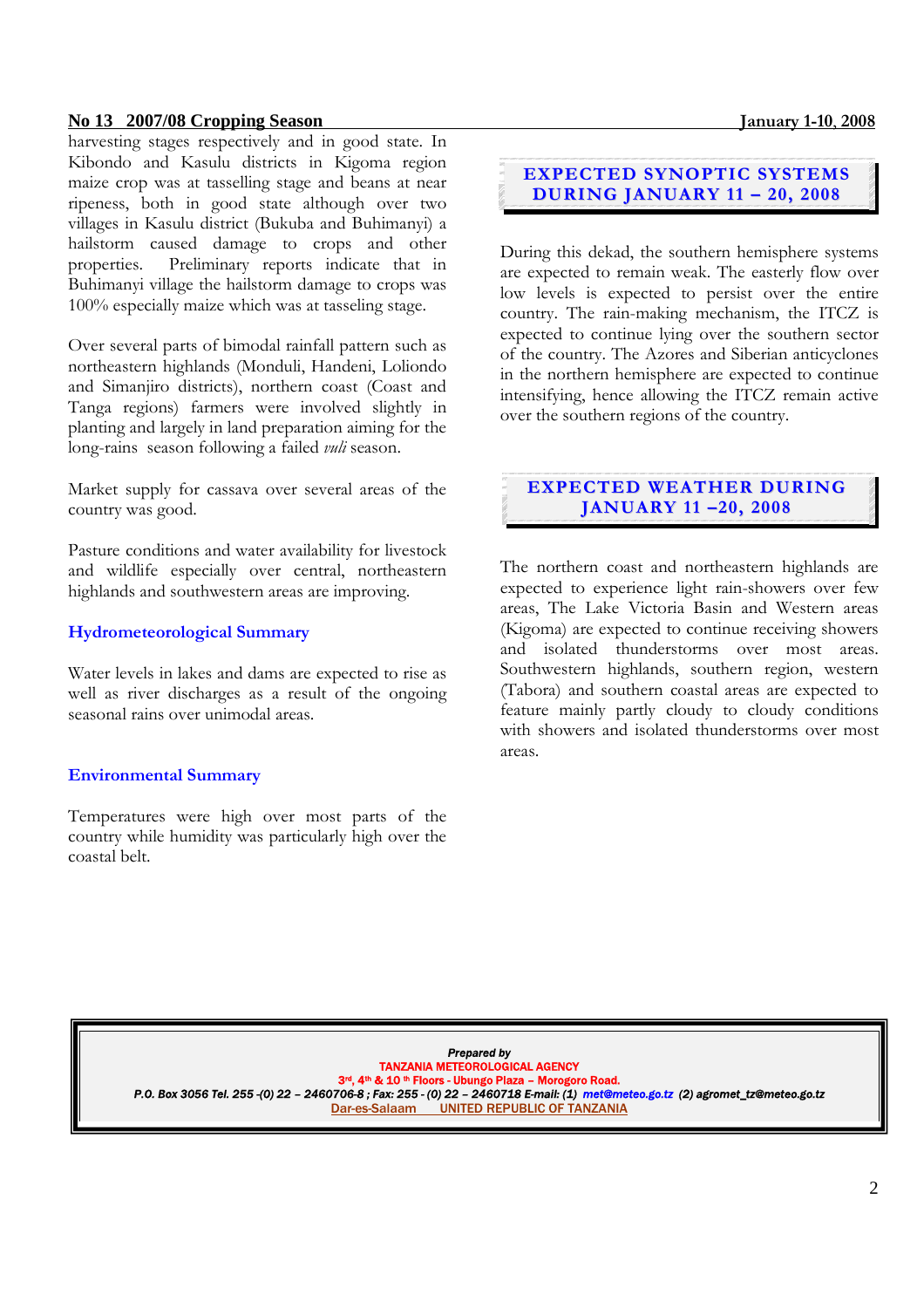harvesting stages respectively and in good state. In Kibondo and Kasulu districts in Kigoma region maize crop was at tasselling stage and beans at near ripeness, both in good state although over two villages in Kasulu district (Bukuba and Buhimanyi) a hailstorm caused damage to crops and other properties. Preliminary reports indicate that in Buhimanyi village the hailstorm damage to crops was 100% especially maize which was at tasseling stage.

Over several parts of bimodal rainfall pattern such as northeastern highlands (Monduli, Handeni, Loliondo and Simanjiro districts), northern coast (Coast and Tanga regions) farmers were involved slightly in planting and largely in land preparation aiming for the long-rains season following a failed *vuli* season.

Market supply for cassava over several areas of the country was good.

Pasture conditions and water availability for livestock and wildlife especially over central, northeastern highlands and southwestern areas are improving.

### Hydrometeorological Summary

Water levels in lakes and dams are expected to rise as well as river discharges as a result of the ongoing seasonal rains over unimodal areas.

### Environmental Summary

Temperatures were high over most parts of the country while humidity was particularly high over the coastal belt.

## EXPECTED SYNOPTIC SYSTEMS DURING JANUARY 11 – 20, 2008

During this dekad, the southern hemisphere systems are expected to remain weak. The easterly flow over low levels is expected to persist over the entire country. The rain-making mechanism, the ITCZ is expected to continue lying over the southern sector of the country. The Azores and Siberian anticyclones in the northern hemisphere are expected to continue intensifying, hence allowing the ITCZ remain active over the southern regions of the country.

## EXPECTED WEATHER DURING JANUARY 11 –20, 2008

The northern coast and northeastern highlands are expected to experience light rain-showers over few areas, The Lake Victoria Basin and Western areas (Kigoma) are expected to continue receiving showers and isolated thunderstorms over most areas. Southwestern highlands, southern region, western (Tabora) and southern coastal areas are expected to feature mainly partly cloudy to cloudy conditions with showers and isolated thunderstorms over most areas.

*Prepared by*
TANZANIA METEOROLOGICAL AGENCY
3rd, 4th & 10th Floors - Ubungo Plaza – Morogoro Road.
P.O. Box 3056 Tel. 255 -(0) 22 – 2460706-8 ; Fax: 255 - (0) 22 – 2460718 E-mail: (1) met@meteo.go.tz (2) agromet_tz@meteo.go.tz
Dar-es-Salaam UNITED REPUBLIC OF TANZANIA